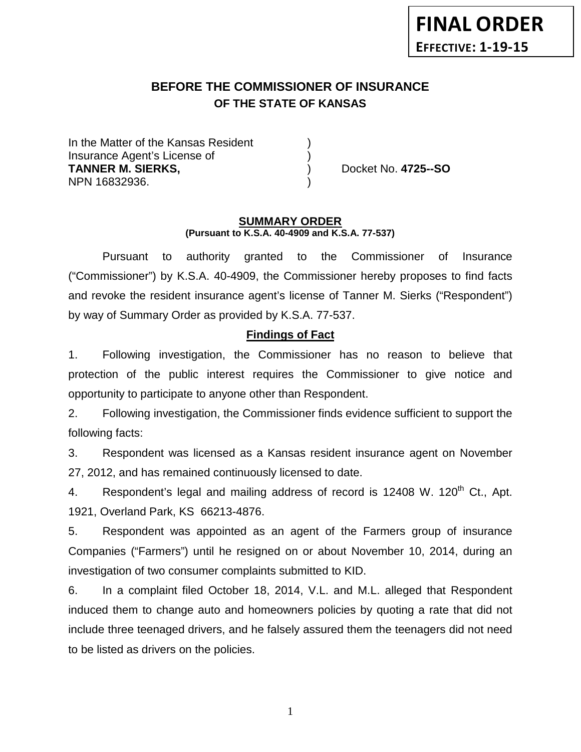**FINAL ORDER**
**EFFECTIVE: 1-19-15**

# BEFORE THE COMMISSIONER OF INSURANCE
## OF THE STATE OF KANSAS

In the Matter of the Kansas Resident )
Insurance Agent's License of )
**TANNER M. SIERKS,** ) Docket No. **4725--SO**
NPN 16832936. )

**SUMMARY ORDER**
**(Pursuant to K.S.A. 40-4909 and K.S.A. 77-537)**

Pursuant to authority granted to the Commissioner of Insurance ("Commissioner") by K.S.A. 40-4909, the Commissioner hereby proposes to find facts and revoke the resident insurance agent's license of Tanner M. Sierks ("Respondent") by way of Summary Order as provided by K.S.A. 77-537.

**Findings of Fact**

1. Following investigation, the Commissioner has no reason to believe that protection of the public interest requires the Commissioner to give notice and opportunity to participate to anyone other than Respondent.

2. Following investigation, the Commissioner finds evidence sufficient to support the following facts:

3. Respondent was licensed as a Kansas resident insurance agent on November 27, 2012, and has remained continuously licensed to date.

4. Respondent's legal and mailing address of record is 12408 W. 120th Ct., Apt. 1921, Overland Park, KS 66213-4876.

5. Respondent was appointed as an agent of the Farmers group of insurance Companies ("Farmers") until he resigned on or about November 10, 2014, during an investigation of two consumer complaints submitted to KID.

6. In a complaint filed October 18, 2014, V.L. and M.L. alleged that Respondent induced them to change auto and homeowners policies by quoting a rate that did not include three teenaged drivers, and he falsely assured them the teenagers did not need to be listed as drivers on the policies.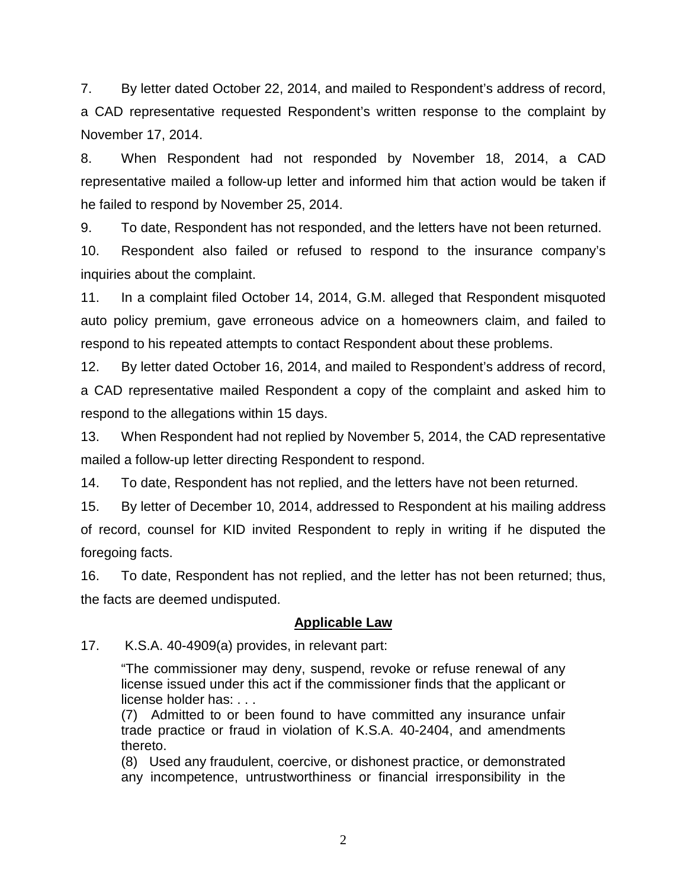7. By letter dated October 22, 2014, and mailed to Respondent's address of record, a CAD representative requested Respondent's written response to the complaint by November 17, 2014.

8. When Respondent had not responded by November 18, 2014, a CAD representative mailed a follow-up letter and informed him that action would be taken if he failed to respond by November 25, 2014.

9. To date, Respondent has not responded, and the letters have not been returned.

10. Respondent also failed or refused to respond to the insurance company's inquiries about the complaint.

11. In a complaint filed October 14, 2014, G.M. alleged that Respondent misquoted auto policy premium, gave erroneous advice on a homeowners claim, and failed to respond to his repeated attempts to contact Respondent about these problems.

12. By letter dated October 16, 2014, and mailed to Respondent's address of record, a CAD representative mailed Respondent a copy of the complaint and asked him to respond to the allegations within 15 days.

13. When Respondent had not replied by November 5, 2014, the CAD representative mailed a follow-up letter directing Respondent to respond.

14. To date, Respondent has not replied, and the letters have not been returned.

15. By letter of December 10, 2014, addressed to Respondent at his mailing address of record, counsel for KID invited Respondent to reply in writing if he disputed the foregoing facts.

16. To date, Respondent has not replied, and the letter has not been returned; thus, the facts are deemed undisputed.

## **Applicable Law**

17. K.S.A. 40-4909(a) provides, in relevant part:

> "The commissioner may deny, suspend, revoke or refuse renewal of any license issued under this act if the commissioner finds that the applicant or license holder has: . . .
>
> (7) Admitted to or been found to have committed any insurance unfair trade practice or fraud in violation of K.S.A. 40-2404, and amendments thereto.
>
> (8) Used any fraudulent, coercive, or dishonest practice, or demonstrated any incompetence, untrustworthiness or financial irresponsibility in the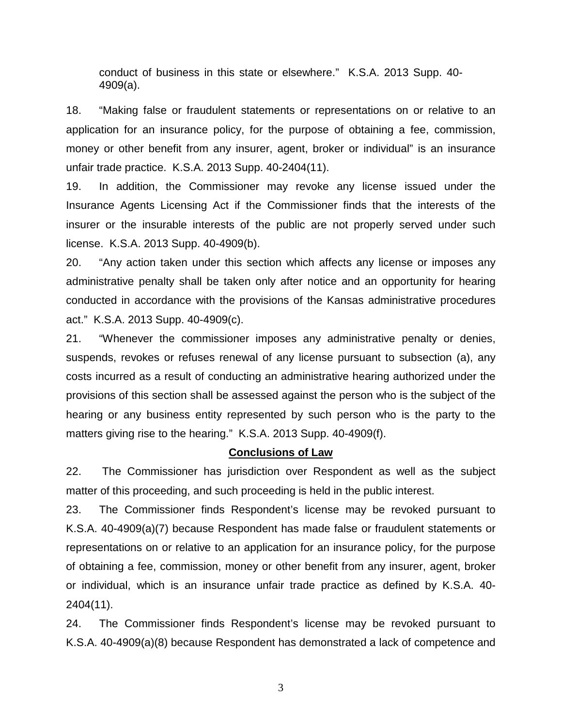conduct of business in this state or elsewhere." K.S.A. 2013 Supp. 40-4909(a).

18. "Making false or fraudulent statements or representations on or relative to an application for an insurance policy, for the purpose of obtaining a fee, commission, money or other benefit from any insurer, agent, broker or individual" is an insurance unfair trade practice. K.S.A. 2013 Supp. 40-2404(11).

19. In addition, the Commissioner may revoke any license issued under the Insurance Agents Licensing Act if the Commissioner finds that the interests of the insurer or the insurable interests of the public are not properly served under such license. K.S.A. 2013 Supp. 40-4909(b).

20. "Any action taken under this section which affects any license or imposes any administrative penalty shall be taken only after notice and an opportunity for hearing conducted in accordance with the provisions of the Kansas administrative procedures act." K.S.A. 2013 Supp. 40-4909(c).

21. "Whenever the commissioner imposes any administrative penalty or denies, suspends, revokes or refuses renewal of any license pursuant to subsection (a), any costs incurred as a result of conducting an administrative hearing authorized under the provisions of this section shall be assessed against the person who is the subject of the hearing or any business entity represented by such person who is the party to the matters giving rise to the hearing." K.S.A. 2013 Supp. 40-4909(f).

## Conclusions of Law

22. The Commissioner has jurisdiction over Respondent as well as the subject matter of this proceeding, and such proceeding is held in the public interest.

23. The Commissioner finds Respondent's license may be revoked pursuant to K.S.A. 40-4909(a)(7) because Respondent has made false or fraudulent statements or representations on or relative to an application for an insurance policy, for the purpose of obtaining a fee, commission, money or other benefit from any insurer, agent, broker or individual, which is an insurance unfair trade practice as defined by K.S.A. 40-2404(11).

24. The Commissioner finds Respondent's license may be revoked pursuant to K.S.A. 40-4909(a)(8) because Respondent has demonstrated a lack of competence and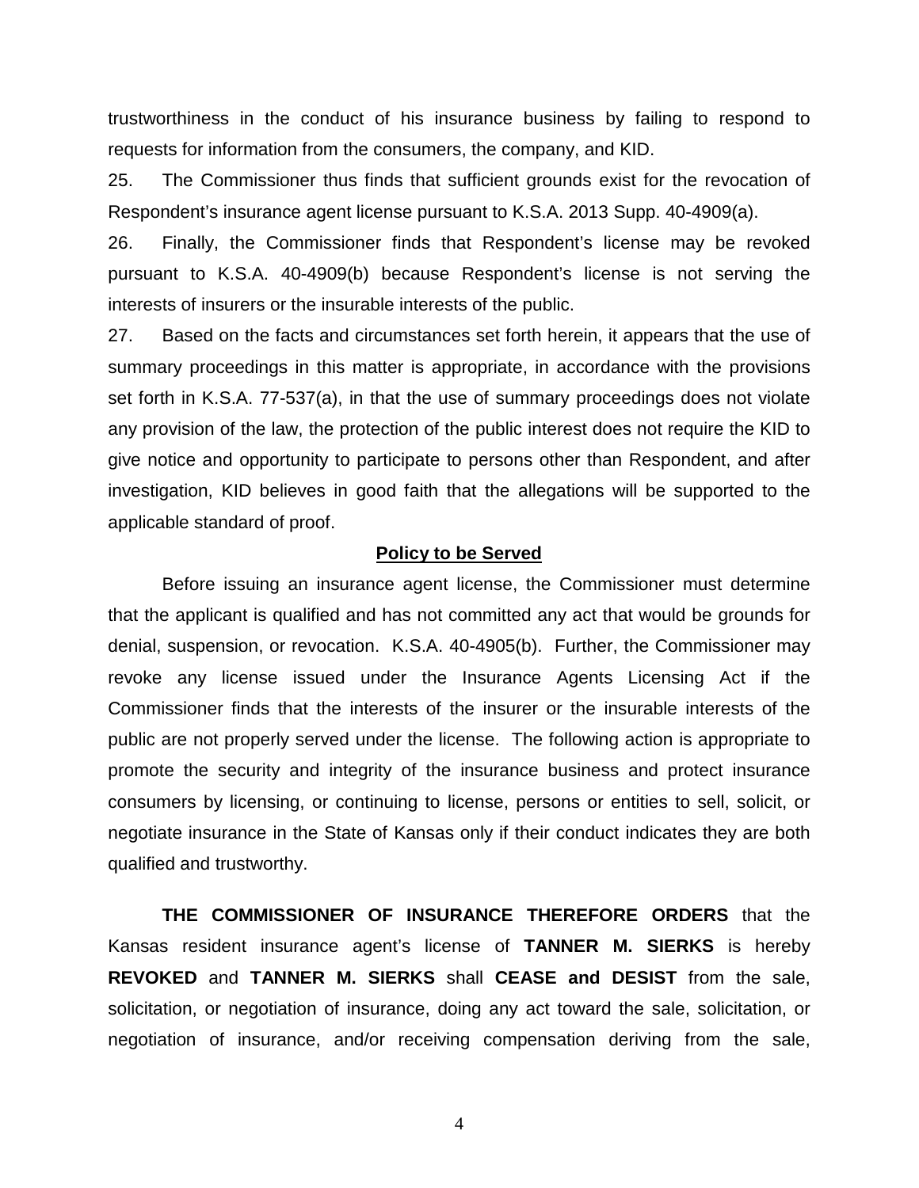trustworthiness in the conduct of his insurance business by failing to respond to requests for information from the consumers, the company, and KID.

25. The Commissioner thus finds that sufficient grounds exist for the revocation of Respondent's insurance agent license pursuant to K.S.A. 2013 Supp. 40-4909(a).

26. Finally, the Commissioner finds that Respondent's license may be revoked pursuant to K.S.A. 40-4909(b) because Respondent's license is not serving the interests of insurers or the insurable interests of the public.

27. Based on the facts and circumstances set forth herein, it appears that the use of summary proceedings in this matter is appropriate, in accordance with the provisions set forth in K.S.A. 77-537(a), in that the use of summary proceedings does not violate any provision of the law, the protection of the public interest does not require the KID to give notice and opportunity to participate to persons other than Respondent, and after investigation, KID believes in good faith that the allegations will be supported to the applicable standard of proof.

**Policy to be Served**

Before issuing an insurance agent license, the Commissioner must determine that the applicant is qualified and has not committed any act that would be grounds for denial, suspension, or revocation. K.S.A. 40-4905(b). Further, the Commissioner may revoke any license issued under the Insurance Agents Licensing Act if the Commissioner finds that the interests of the insurer or the insurable interests of the public are not properly served under the license. The following action is appropriate to promote the security and integrity of the insurance business and protect insurance consumers by licensing, or continuing to license, persons or entities to sell, solicit, or negotiate insurance in the State of Kansas only if their conduct indicates they are both qualified and trustworthy.

**THE COMMISSIONER OF INSURANCE THEREFORE ORDERS** that the Kansas resident insurance agent's license of **TANNER M. SIERKS** is hereby **REVOKED** and **TANNER M. SIERKS** shall **CEASE and DESIST** from the sale, solicitation, or negotiation of insurance, doing any act toward the sale, solicitation, or negotiation of insurance, and/or receiving compensation deriving from the sale,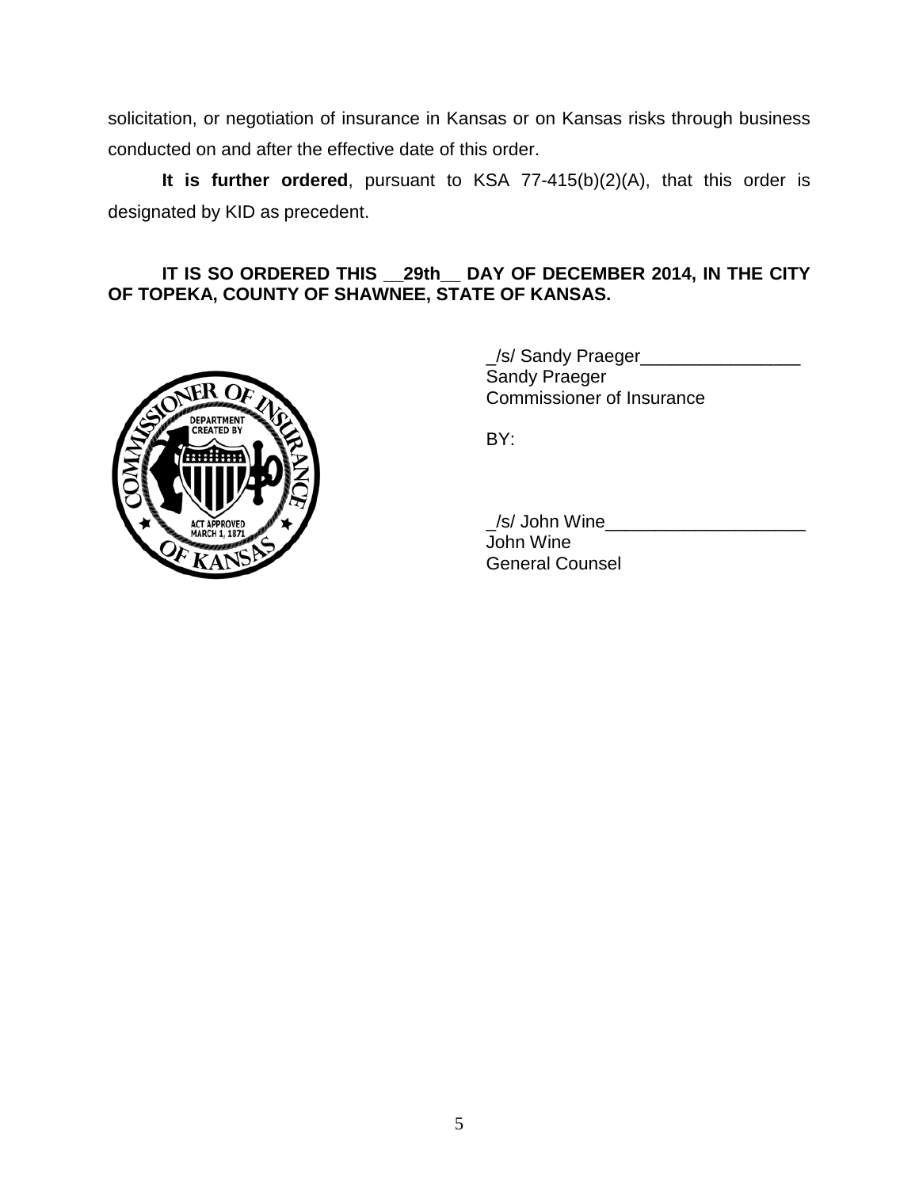solicitation, or negotiation of insurance in Kansas or on Kansas risks through business conducted on and after the effective date of this order.

**It is further ordered**, pursuant to KSA 77-415(b)(2)(A), that this order is designated by KID as precedent.

**IT IS SO ORDERED THIS __29th__ DAY OF DECEMBER 2014, IN THE CITY OF TOPEKA, COUNTY OF SHAWNEE, STATE OF KANSAS.**

_/s/ Sandy Praeger________________
Sandy Praeger
Commissioner of Insurance

BY:

_/s/ John Wine____________________
John Wine
General Counsel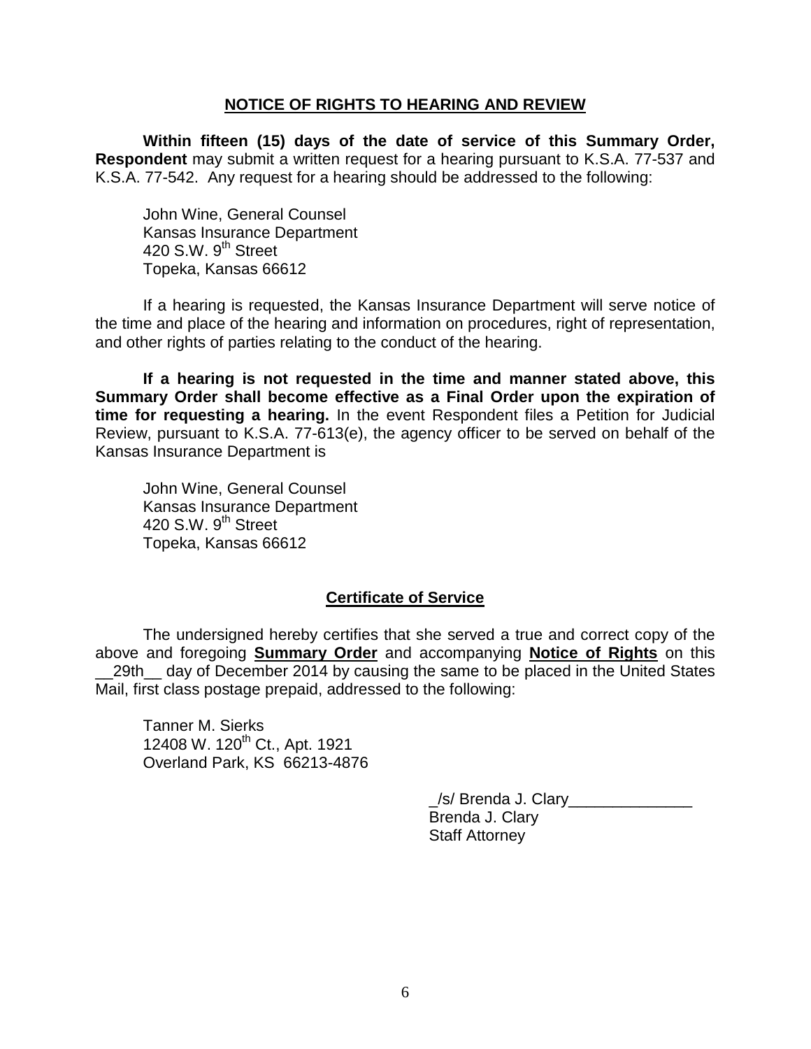## NOTICE OF RIGHTS TO HEARING AND REVIEW

**Within fifteen (15) days of the date of service of this Summary Order, Respondent** may submit a written request for a hearing pursuant to K.S.A. 77-537 and K.S.A. 77-542. Any request for a hearing should be addressed to the following:

John Wine, General Counsel
Kansas Insurance Department
420 S.W. 9th Street
Topeka, Kansas 66612

If a hearing is requested, the Kansas Insurance Department will serve notice of the time and place of the hearing and information on procedures, right of representation, and other rights of parties relating to the conduct of the hearing.

**If a hearing is not requested in the time and manner stated above, this Summary Order shall become effective as a Final Order upon the expiration of time for requesting a hearing.** In the event Respondent files a Petition for Judicial Review, pursuant to K.S.A. 77-613(e), the agency officer to be served on behalf of the Kansas Insurance Department is

John Wine, General Counsel
Kansas Insurance Department
420 S.W. 9th Street
Topeka, Kansas 66612

## Certificate of Service

The undersigned hereby certifies that she served a true and correct copy of the above and foregoing **Summary Order** and accompanying **Notice of Rights** on this __29th__ day of December 2014 by causing the same to be placed in the United States Mail, first class postage prepaid, addressed to the following:

Tanner M. Sierks
12408 W. 120th Ct., Apt. 1921
Overland Park, KS 66213-4876

_/s/ Brenda J. Clary______________
Brenda J. Clary
Staff Attorney